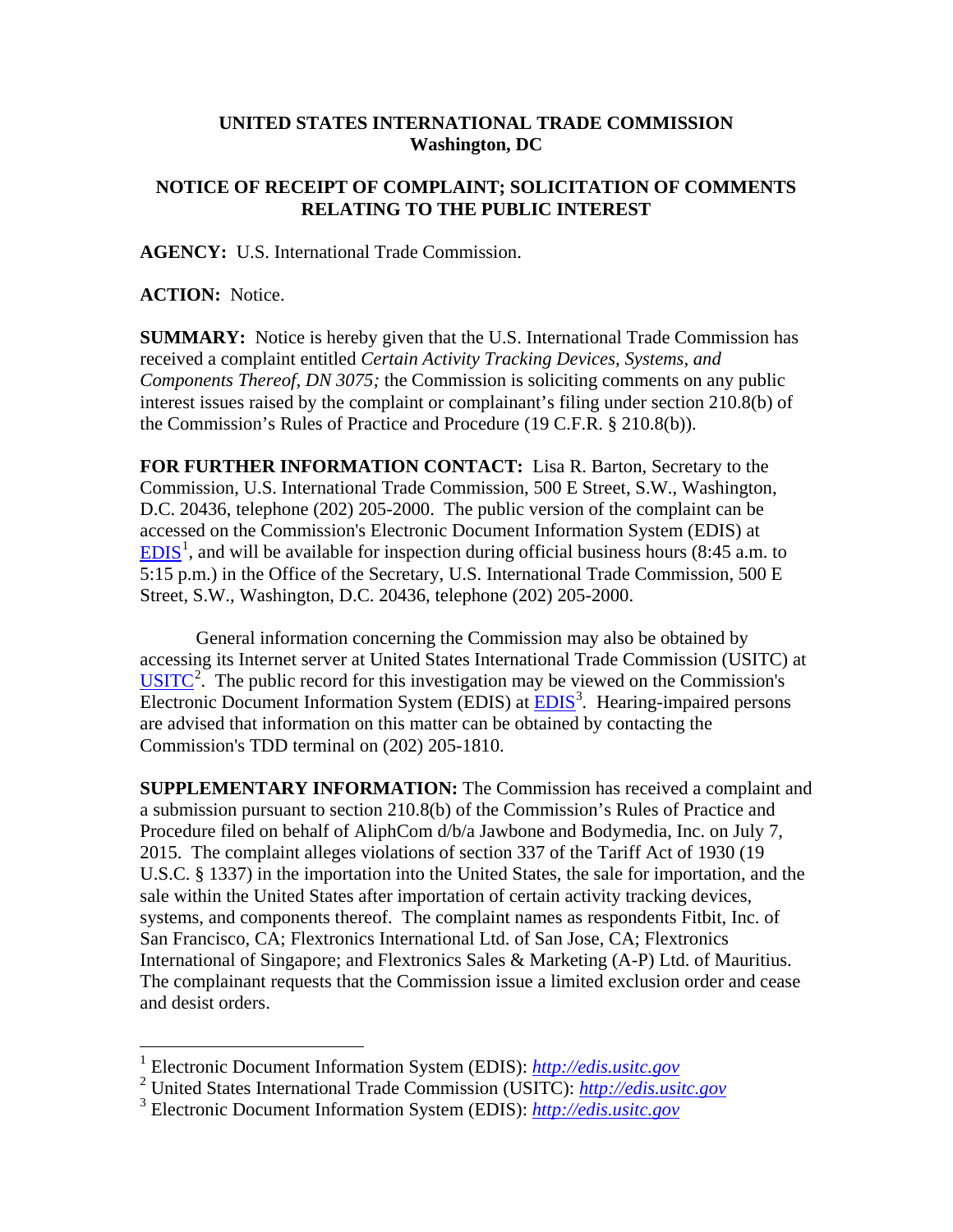**UNITED STATES INTERNATIONAL TRADE COMMISSION**
**Washington, DC**

**NOTICE OF RECEIPT OF COMPLAINT; SOLICITATION OF COMMENTS RELATING TO THE PUBLIC INTEREST**

**AGENCY:** U.S. International Trade Commission.

**ACTION:** Notice.

**SUMMARY:** Notice is hereby given that the U.S. International Trade Commission has received a complaint entitled *Certain Activity Tracking Devices, Systems, and Components Thereof, DN 3075;* the Commission is soliciting comments on any public interest issues raised by the complaint or complainant's filing under section 210.8(b) of the Commission's Rules of Practice and Procedure (19 C.F.R. § 210.8(b)).

**FOR FURTHER INFORMATION CONTACT:** Lisa R. Barton, Secretary to the Commission, U.S. International Trade Commission, 500 E Street, S.W., Washington, D.C. 20436, telephone (202) 205-2000. The public version of the complaint can be accessed on the Commission's Electronic Document Information System (EDIS) at EDIS[1], and will be available for inspection during official business hours (8:45 a.m. to 5:15 p.m.) in the Office of the Secretary, U.S. International Trade Commission, 500 E Street, S.W., Washington, D.C. 20436, telephone (202) 205-2000.

General information concerning the Commission may also be obtained by accessing its Internet server at United States International Trade Commission (USITC) at USITC[2]. The public record for this investigation may be viewed on the Commission's Electronic Document Information System (EDIS) at EDIS[3]. Hearing-impaired persons are advised that information on this matter can be obtained by contacting the Commission's TDD terminal on (202) 205-1810.

**SUPPLEMENTARY INFORMATION:** The Commission has received a complaint and a submission pursuant to section 210.8(b) of the Commission's Rules of Practice and Procedure filed on behalf of AliphCom d/b/a Jawbone and Bodymedia, Inc. on July 7, 2015. The complaint alleges violations of section 337 of the Tariff Act of 1930 (19 U.S.C. § 1337) in the importation into the United States, the sale for importation, and the sale within the United States after importation of certain activity tracking devices, systems, and components thereof. The complaint names as respondents Fitbit, Inc. of San Francisco, CA; Flextronics International Ltd. of San Jose, CA; Flextronics International of Singapore; and Flextronics Sales & Marketing (A-P) Ltd. of Mauritius. The complainant requests that the Commission issue a limited exclusion order and cease and desist orders.

---

[1] Electronic Document Information System (EDIS): *http://edis.usitc.gov*

[2] United States International Trade Commission (USITC): *http://edis.usitc.gov*

[3] Electronic Document Information System (EDIS): *http://edis.usitc.gov*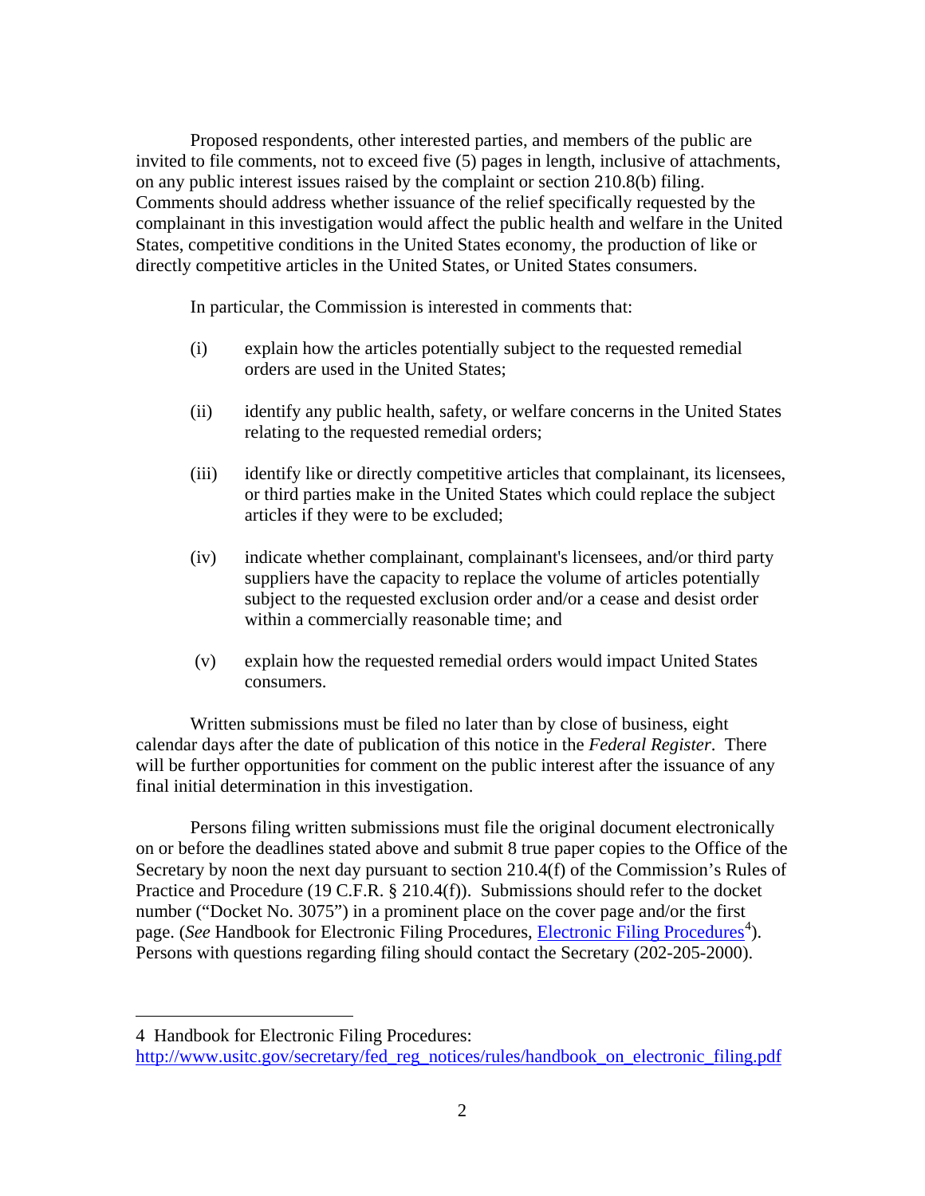Proposed respondents, other interested parties, and members of the public are invited to file comments, not to exceed five (5) pages in length, inclusive of attachments, on any public interest issues raised by the complaint or section 210.8(b) filing. Comments should address whether issuance of the relief specifically requested by the complainant in this investigation would affect the public health and welfare in the United States, competitive conditions in the United States economy, the production of like or directly competitive articles in the United States, or United States consumers.

In particular, the Commission is interested in comments that:

(i) explain how the articles potentially subject to the requested remedial orders are used in the United States;

(ii) identify any public health, safety, or welfare concerns in the United States relating to the requested remedial orders;

(iii) identify like or directly competitive articles that complainant, its licensees, or third parties make in the United States which could replace the subject articles if they were to be excluded;

(iv) indicate whether complainant, complainant's licensees, and/or third party suppliers have the capacity to replace the volume of articles potentially subject to the requested exclusion order and/or a cease and desist order within a commercially reasonable time; and

(v) explain how the requested remedial orders would impact United States consumers.

Written submissions must be filed no later than by close of business, eight calendar days after the date of publication of this notice in the *Federal Register*. There will be further opportunities for comment on the public interest after the issuance of any final initial determination in this investigation.

Persons filing written submissions must file the original document electronically on or before the deadlines stated above and submit 8 true paper copies to the Office of the Secretary by noon the next day pursuant to section 210.4(f) of the Commission's Rules of Practice and Procedure (19 C.F.R. § 210.4(f)). Submissions should refer to the docket number ("Docket No. 3075") in a prominent place on the cover page and/or the first page. (*See* Handbook for Electronic Filing Procedures, [Electronic Filing Procedures][4]). Persons with questions regarding filing should contact the Secretary (202-205-2000).

---

4 Handbook for Electronic Filing Procedures: http://www.usitc.gov/secretary/fed_reg_notices/rules/handbook_on_electronic_filing.pdf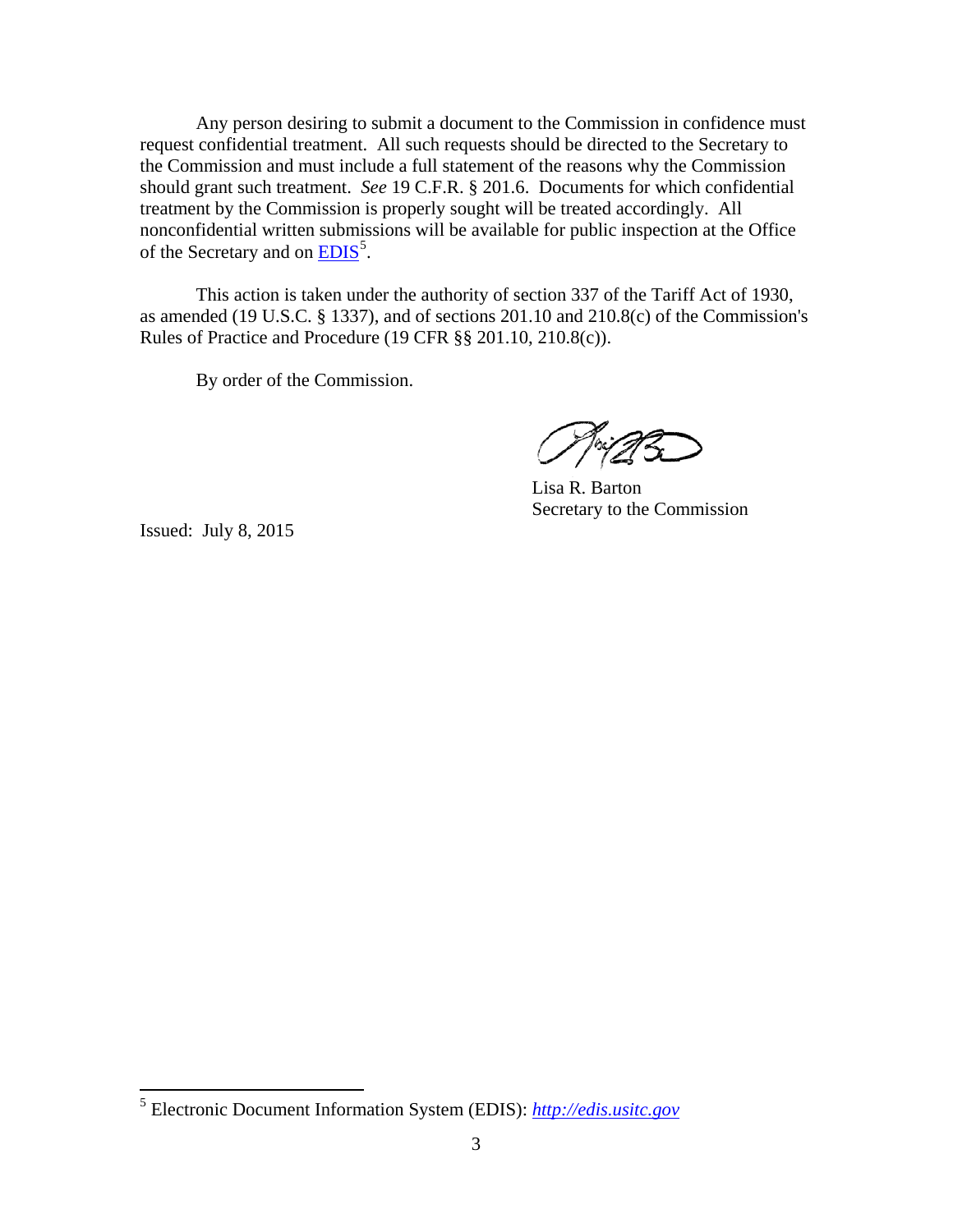Any person desiring to submit a document to the Commission in confidence must request confidential treatment. All such requests should be directed to the Secretary to the Commission and must include a full statement of the reasons why the Commission should grant such treatment. *See* 19 C.F.R. § 201.6. Documents for which confidential treatment by the Commission is properly sought will be treated accordingly. All nonconfidential written submissions will be available for public inspection at the Office of the Secretary and on EDIS[5].

This action is taken under the authority of section 337 of the Tariff Act of 1930, as amended (19 U.S.C. § 1337), and of sections 201.10 and 210.8(c) of the Commission's Rules of Practice and Procedure (19 CFR §§ 201.10, 210.8(c)).

By order of the Commission.

Lisa R. Barton
Secretary to the Commission

Issued: July 8, 2015

[5] Electronic Document Information System (EDIS): *http://edis.usitc.gov*